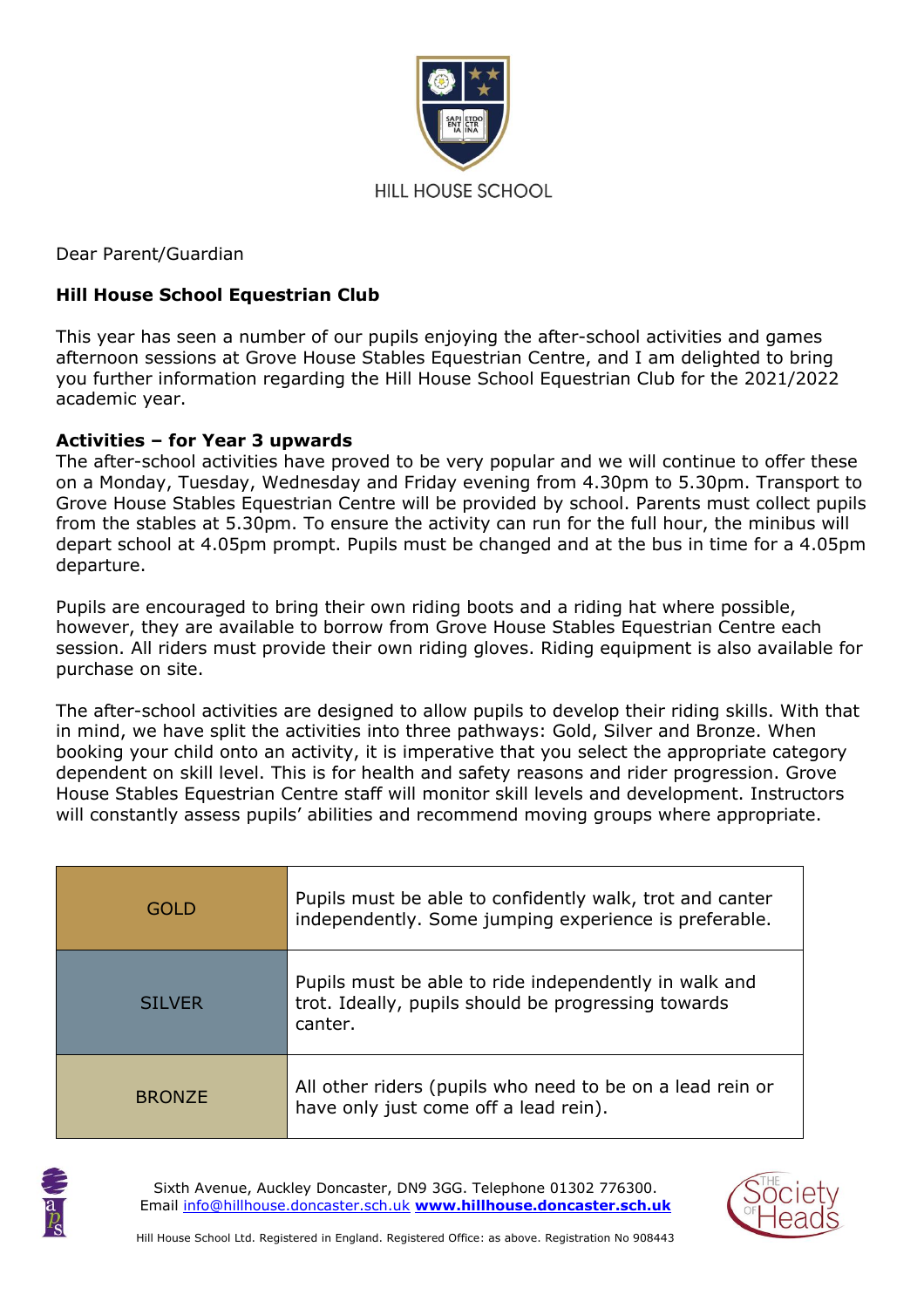HILL HOUSE SCHOOL

Dear Parent/Guardian

**Hill House School Equestrian Club**

This year has seen a number of our pupils enjoying the after-school activities and games afternoon sessions at Grove House Stables Equestrian Centre, and I am delighted to bring you further information regarding the Hill House School Equestrian Club for the 2021/2022 academic year.

**Activities – for Year 3 upwards**

The after-school activities have proved to be very popular and we will continue to offer these on a Monday, Tuesday, Wednesday and Friday evening from 4.30pm to 5.30pm. Transport to Grove House Stables Equestrian Centre will be provided by school. Parents must collect pupils from the stables at 5.30pm. To ensure the activity can run for the full hour, the minibus will depart school at 4.05pm prompt. Pupils must be changed and at the bus in time for a 4.05pm departure.

Pupils are encouraged to bring their own riding boots and a riding hat where possible, however, they are available to borrow from Grove House Stables Equestrian Centre each session. All riders must provide their own riding gloves. Riding equipment is also available for purchase on site.

The after-school activities are designed to allow pupils to develop their riding skills. With that in mind, we have split the activities into three pathways: Gold, Silver and Bronze. When booking your child onto an activity, it is imperative that you select the appropriate category dependent on skill level. This is for health and safety reasons and rider progression. Grove House Stables Equestrian Centre staff will monitor skill levels and development. Instructors will constantly assess pupils' abilities and recommend moving groups where appropriate.

| Level | Description |
|---|---|
| GOLD | Pupils must be able to confidently walk, trot and canter independently. Some jumping experience is preferable. |
| SILVER | Pupils must be able to ride independently in walk and trot. Ideally, pupils should be progressing towards canter. |
| BRONZE | All other riders (pupils who need to be on a lead rein or have only just come off a lead rein). |

Sixth Avenue, Auckley Doncaster, DN9 3GG. Telephone 01302 776300.
Email info@hillhouse.doncaster.sch.uk **www.hillhouse.doncaster.sch.uk**

Hill House School Ltd. Registered in England. Registered Office: as above. Registration No 908443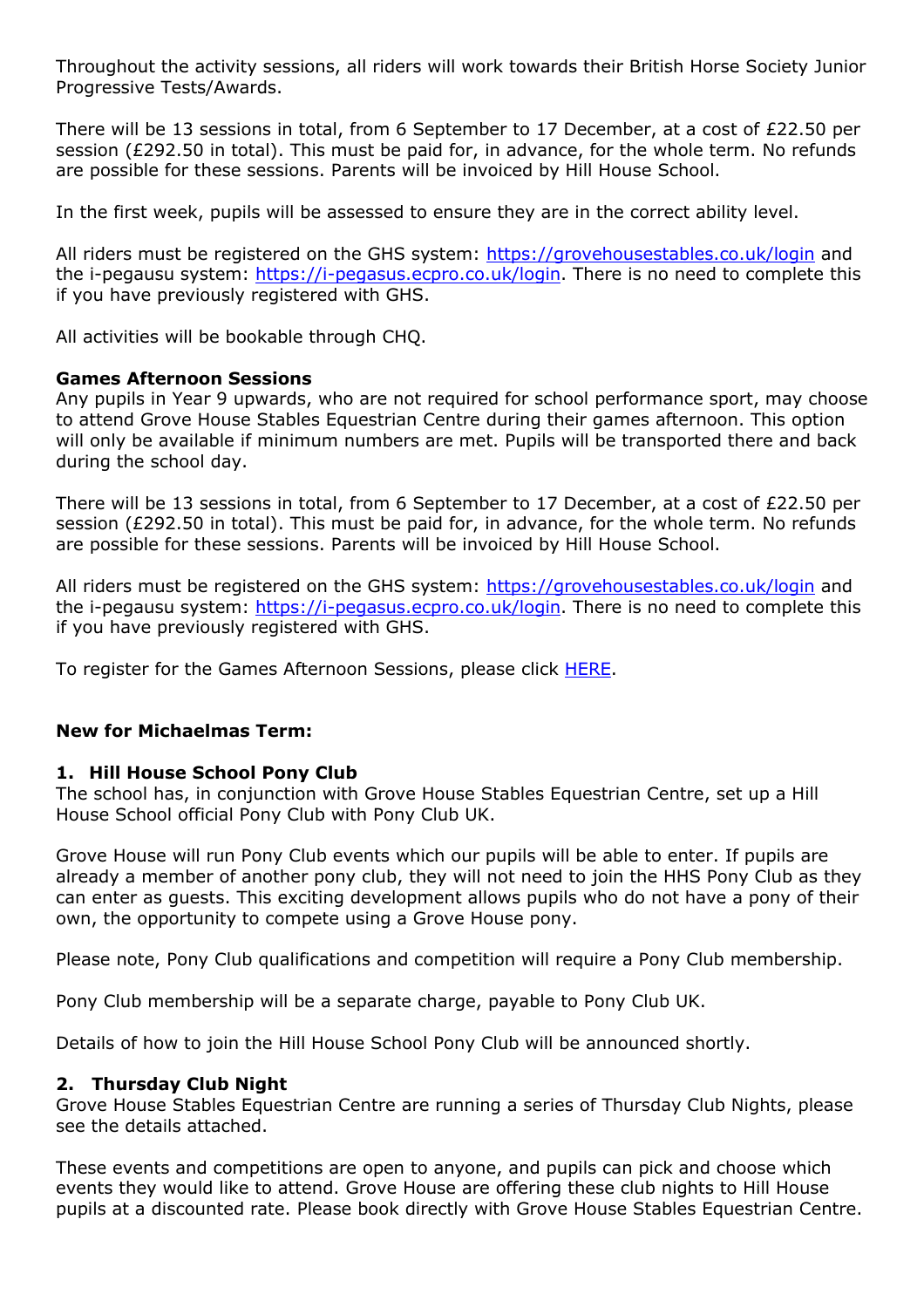Throughout the activity sessions, all riders will work towards their British Horse Society Junior Progressive Tests/Awards.

There will be 13 sessions in total, from 6 September to 17 December, at a cost of £22.50 per session (£292.50 in total). This must be paid for, in advance, for the whole term. No refunds are possible for these sessions. Parents will be invoiced by Hill House School.

In the first week, pupils will be assessed to ensure they are in the correct ability level.

All riders must be registered on the GHS system: [https://grovehousestables.co.uk/login](https://grovehousestables.co.uk/login) and the i-pegausu system: [https://i-pegasus.ecpro.co.uk/login](https://i-pegasus.ecpro.co.uk/login). There is no need to complete this if you have previously registered with GHS.

All activities will be bookable through CHQ.

**Games Afternoon Sessions**

Any pupils in Year 9 upwards, who are not required for school performance sport, may choose to attend Grove House Stables Equestrian Centre during their games afternoon. This option will only be available if minimum numbers are met. Pupils will be transported there and back during the school day.

There will be 13 sessions in total, from 6 September to 17 December, at a cost of £22.50 per session (£292.50 in total). This must be paid for, in advance, for the whole term. No refunds are possible for these sessions. Parents will be invoiced by Hill House School.

All riders must be registered on the GHS system: [https://grovehousestables.co.uk/login](https://grovehousestables.co.uk/login) and the i-pegausu system: [https://i-pegasus.ecpro.co.uk/login](https://i-pegasus.ecpro.co.uk/login). There is no need to complete this if you have previously registered with GHS.

To register for the Games Afternoon Sessions, please click HERE.

**New for Michaelmas Term:**

**1. Hill House School Pony Club**

The school has, in conjunction with Grove House Stables Equestrian Centre, set up a Hill House School official Pony Club with Pony Club UK.

Grove House will run Pony Club events which our pupils will be able to enter. If pupils are already a member of another pony club, they will not need to join the HHS Pony Club as they can enter as guests. This exciting development allows pupils who do not have a pony of their own, the opportunity to compete using a Grove House pony.

Please note, Pony Club qualifications and competition will require a Pony Club membership.

Pony Club membership will be a separate charge, payable to Pony Club UK.

Details of how to join the Hill House School Pony Club will be announced shortly.

**2. Thursday Club Night**

Grove House Stables Equestrian Centre are running a series of Thursday Club Nights, please see the details attached.

These events and competitions are open to anyone, and pupils can pick and choose which events they would like to attend. Grove House are offering these club nights to Hill House pupils at a discounted rate. Please book directly with Grove House Stables Equestrian Centre.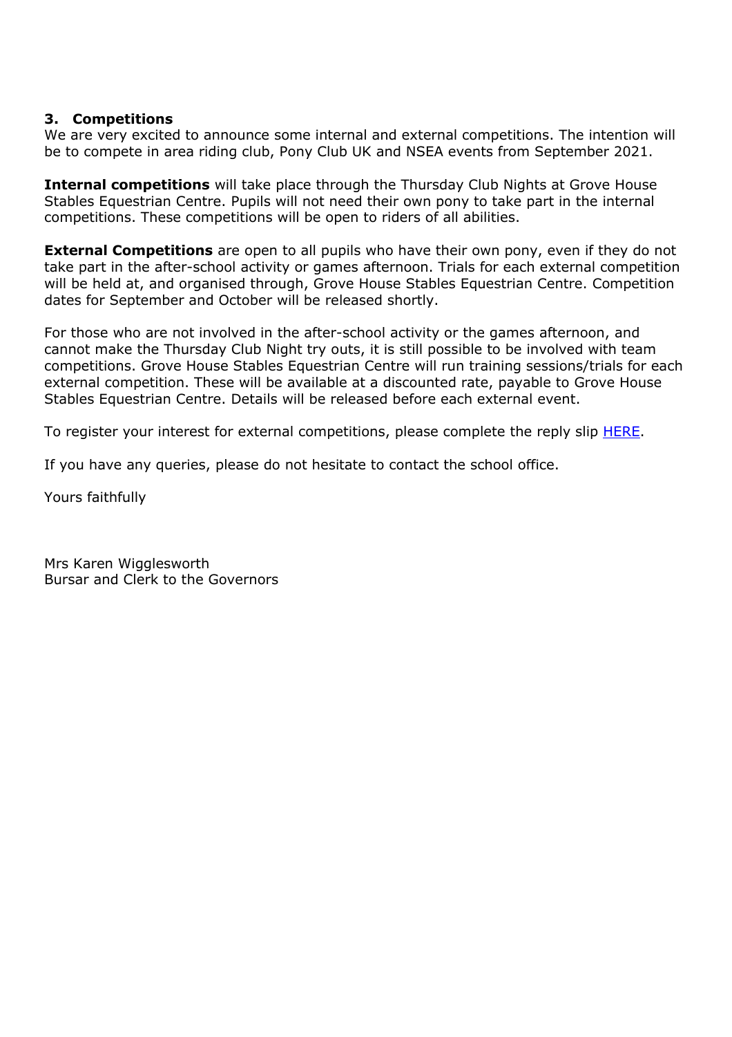### 3. Competitions

We are very excited to announce some internal and external competitions. The intention will be to compete in area riding club, Pony Club UK and NSEA events from September 2021.

**Internal competitions** will take place through the Thursday Club Nights at Grove House Stables Equestrian Centre. Pupils will not need their own pony to take part in the internal competitions. These competitions will be open to riders of all abilities.

**External Competitions** are open to all pupils who have their own pony, even if they do not take part in the after-school activity or games afternoon. Trials for each external competition will be held at, and organised through, Grove House Stables Equestrian Centre. Competition dates for September and October will be released shortly.

For those who are not involved in the after-school activity or the games afternoon, and cannot make the Thursday Club Night try outs, it is still possible to be involved with team competitions. Grove House Stables Equestrian Centre will run training sessions/trials for each external competition. These will be available at a discounted rate, payable to Grove House Stables Equestrian Centre. Details will be released before each external event.

To register your interest for external competitions, please complete the reply slip HERE.

If you have any queries, please do not hesitate to contact the school office.

Yours faithfully

Mrs Karen Wigglesworth
Bursar and Clerk to the Governors